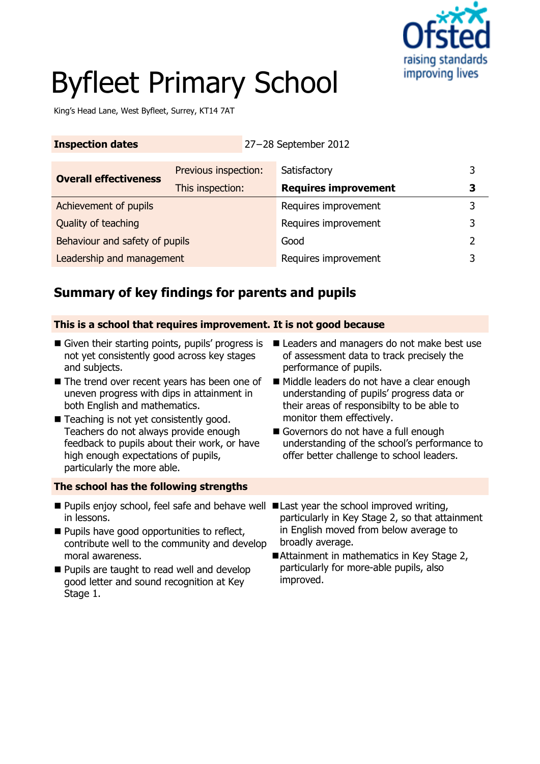# Byfleet Primary School

King's Head Lane, West Byfleet, Surrey, KT14 7AT

| **Inspection dates** | 27–28 September 2012 |
|---|---|

| **Overall effectiveness** | Previous inspection: | Satisfactory | 3 |
|---|---|---|---|
| | This inspection: | **Requires improvement** | **3** |
| Achievement of pupils | | Requires improvement | 3 |
| Quality of teaching | | Requires improvement | 3 |
| Behaviour and safety of pupils | | Good | 2 |
| Leadership and management | | Requires improvement | 3 |

## Summary of key findings for parents and pupils

### This is a school that requires improvement. It is not good because

- Given their starting points, pupils' progress is not yet consistently good across key stages and subjects.
- The trend over recent years has been one of uneven progress with dips in attainment in both English and mathematics.
- Teaching is not yet consistently good. Teachers do not always provide enough feedback to pupils about their work, or have high enough expectations of pupils, particularly the more able.
- Leaders and managers do not make best use of assessment data to track precisely the performance of pupils.
- Middle leaders do not have a clear enough understanding of pupils' progress data or their areas of responsibilty to be able to monitor them effectively.
- Governors do not have a full enough understanding of the school's performance to offer better challenge to school leaders.

### The school has the following strengths

- Pupils enjoy school, feel safe and behave well in lessons.
- Pupils have good opportunities to reflect, contribute well to the community and develop moral awareness.
- Pupils are taught to read well and develop good letter and sound recognition at Key Stage 1.
- Last year the school improved writing, particularly in Key Stage 2, so that attainment in English moved from below average to broadly average.
- Attainment in mathematics in Key Stage 2, particularly for more-able pupils, also improved.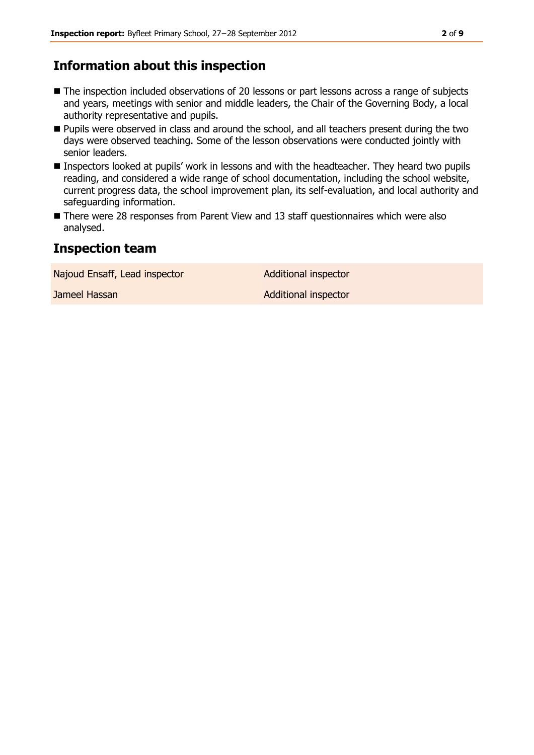## Information about this inspection

- The inspection included observations of 20 lessons or part lessons across a range of subjects and years, meetings with senior and middle leaders, the Chair of the Governing Body, a local authority representative and pupils.
- Pupils were observed in class and around the school, and all teachers present during the two days were observed teaching. Some of the lesson observations were conducted jointly with senior leaders.
- Inspectors looked at pupils' work in lessons and with the headteacher. They heard two pupils reading, and considered a wide range of school documentation, including the school website, current progress data, the school improvement plan, its self-evaluation, and local authority and safeguarding information.
- There were 28 responses from Parent View and 13 staff questionnaires which were also analysed.

## Inspection team

| | |
|---|---|
| Najoud Ensaff, Lead inspector | Additional inspector |
| Jameel Hassan | Additional inspector |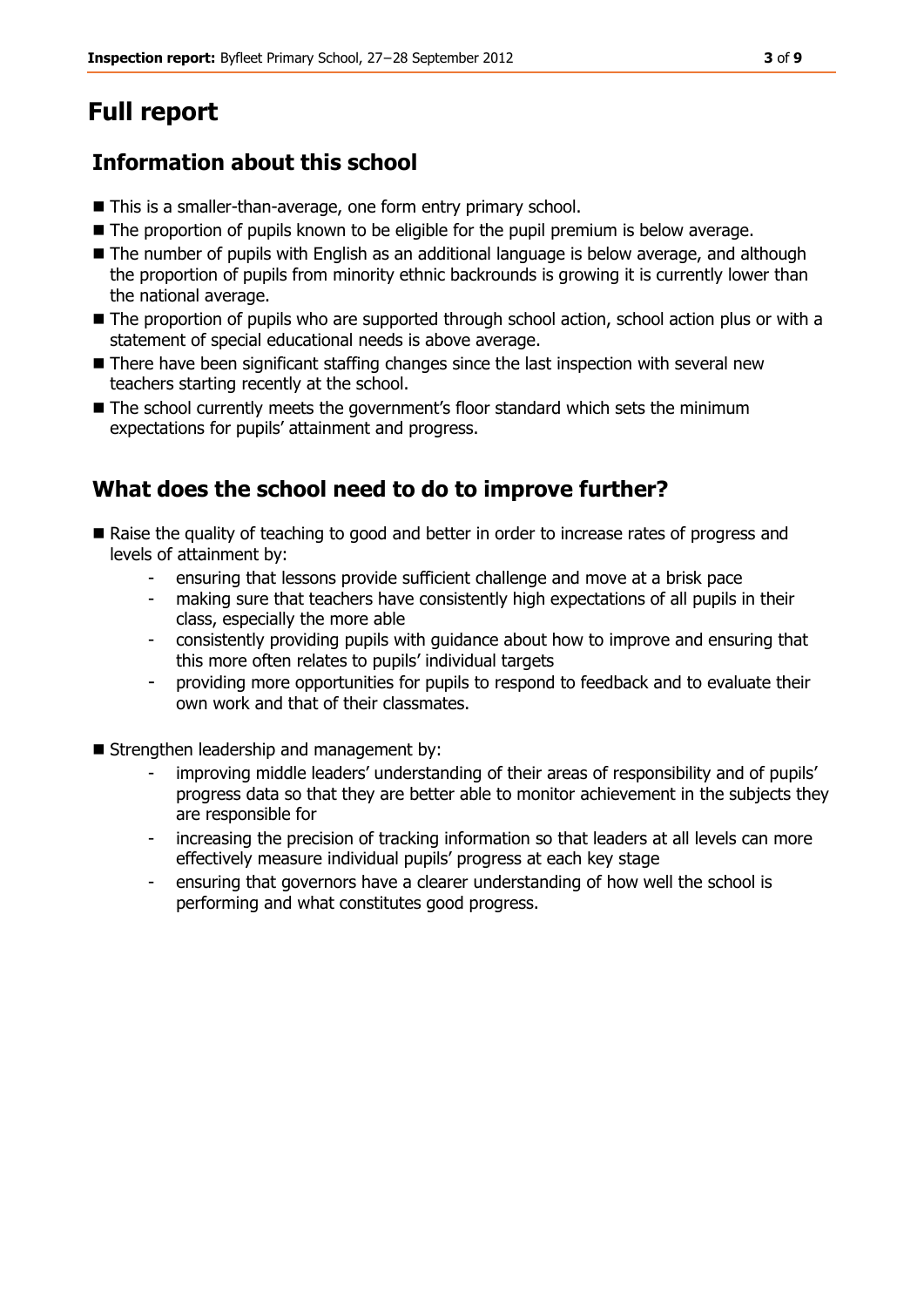# Full report

## Information about this school

- This is a smaller-than-average, one form entry primary school.
- The proportion of pupils known to be eligible for the pupil premium is below average.
- The number of pupils with English as an additional language is below average, and although the proportion of pupils from minority ethnic backrounds is growing it is currently lower than the national average.
- The proportion of pupils who are supported through school action, school action plus or with a statement of special educational needs is above average.
- There have been significant staffing changes since the last inspection with several new teachers starting recently at the school.
- The school currently meets the government's floor standard which sets the minimum expectations for pupils' attainment and progress.

## What does the school need to do to improve further?

- Raise the quality of teaching to good and better in order to increase rates of progress and levels of attainment by:
  - ensuring that lessons provide sufficient challenge and move at a brisk pace
  - making sure that teachers have consistently high expectations of all pupils in their class, especially the more able
  - consistently providing pupils with guidance about how to improve and ensuring that this more often relates to pupils' individual targets
  - providing more opportunities for pupils to respond to feedback and to evaluate their own work and that of their classmates.

- Strengthen leadership and management by:
  - improving middle leaders' understanding of their areas of responsibility and of pupils' progress data so that they are better able to monitor achievement in the subjects they are responsible for
  - increasing the precision of tracking information so that leaders at all levels can more effectively measure individual pupils' progress at each key stage
  - ensuring that governors have a clearer understanding of how well the school is performing and what constitutes good progress.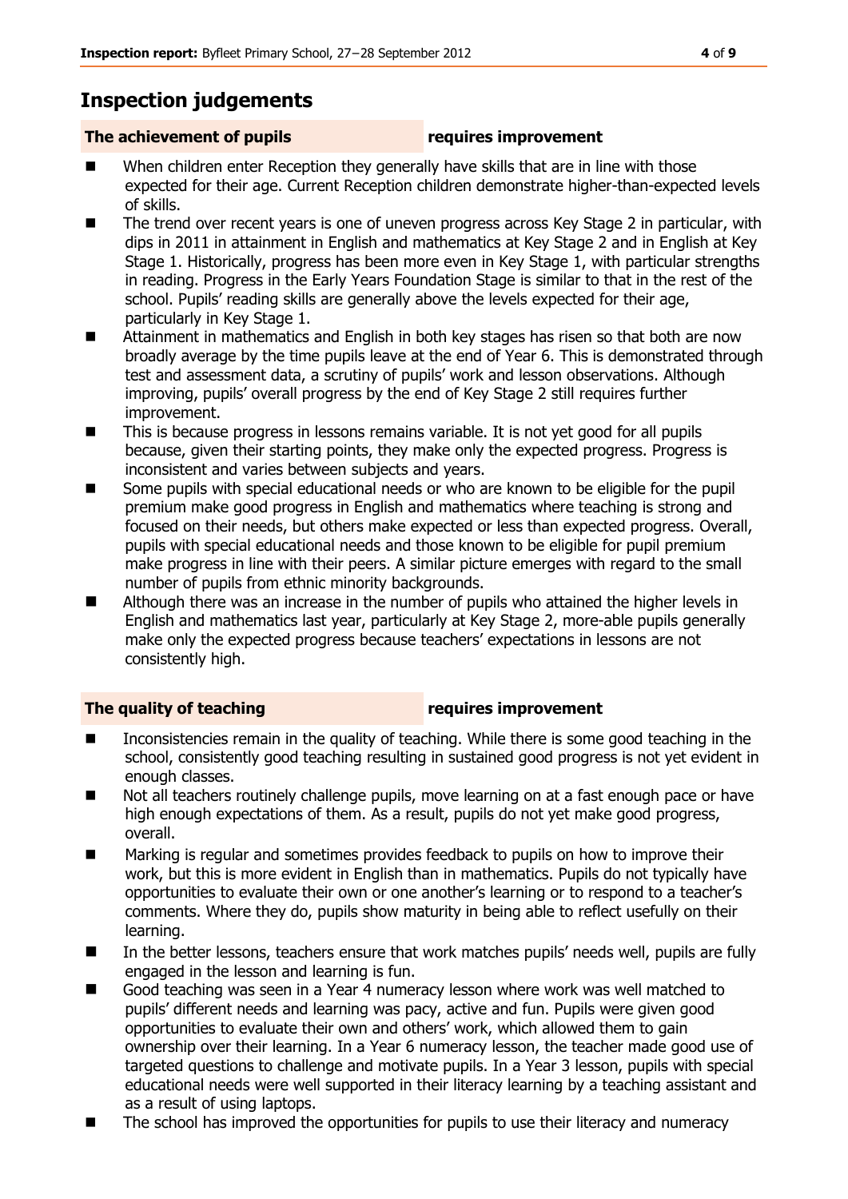## Inspection judgements

**The achievement of pupils** **requires improvement**

- When children enter Reception they generally have skills that are in line with those expected for their age. Current Reception children demonstrate higher-than-expected levels of skills.
- The trend over recent years is one of uneven progress across Key Stage 2 in particular, with dips in 2011 in attainment in English and mathematics at Key Stage 2 and in English at Key Stage 1. Historically, progress has been more even in Key Stage 1, with particular strengths in reading. Progress in the Early Years Foundation Stage is similar to that in the rest of the school. Pupils' reading skills are generally above the levels expected for their age, particularly in Key Stage 1.
- Attainment in mathematics and English in both key stages has risen so that both are now broadly average by the time pupils leave at the end of Year 6. This is demonstrated through test and assessment data, a scrutiny of pupils' work and lesson observations. Although improving, pupils' overall progress by the end of Key Stage 2 still requires further improvement.
- This is because progress in lessons remains variable. It is not yet good for all pupils because, given their starting points, they make only the expected progress. Progress is inconsistent and varies between subjects and years.
- Some pupils with special educational needs or who are known to be eligible for the pupil premium make good progress in English and mathematics where teaching is strong and focused on their needs, but others make expected or less than expected progress. Overall, pupils with special educational needs and those known to be eligible for pupil premium make progress in line with their peers. A similar picture emerges with regard to the small number of pupils from ethnic minority backgrounds.
- Although there was an increase in the number of pupils who attained the higher levels in English and mathematics last year, particularly at Key Stage 2, more-able pupils generally make only the expected progress because teachers' expectations in lessons are not consistently high.

**The quality of teaching** **requires improvement**

- Inconsistencies remain in the quality of teaching. While there is some good teaching in the school, consistently good teaching resulting in sustained good progress is not yet evident in enough classes.
- Not all teachers routinely challenge pupils, move learning on at a fast enough pace or have high enough expectations of them. As a result, pupils do not yet make good progress, overall.
- Marking is regular and sometimes provides feedback to pupils on how to improve their work, but this is more evident in English than in mathematics. Pupils do not typically have opportunities to evaluate their own or one another's learning or to respond to a teacher's comments. Where they do, pupils show maturity in being able to reflect usefully on their learning.
- In the better lessons, teachers ensure that work matches pupils' needs well, pupils are fully engaged in the lesson and learning is fun.
- Good teaching was seen in a Year 4 numeracy lesson where work was well matched to pupils' different needs and learning was pacy, active and fun. Pupils were given good opportunities to evaluate their own and others' work, which allowed them to gain ownership over their learning. In a Year 6 numeracy lesson, the teacher made good use of targeted questions to challenge and motivate pupils. In a Year 3 lesson, pupils with special educational needs were well supported in their literacy learning by a teaching assistant and as a result of using laptops.
- The school has improved the opportunities for pupils to use their literacy and numeracy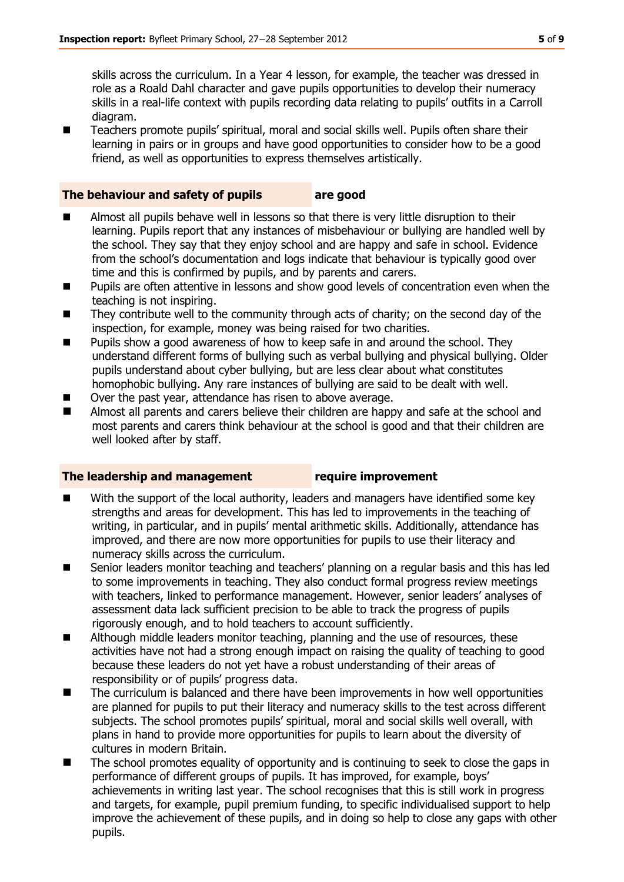skills across the curriculum. In a Year 4 lesson, for example, the teacher was dressed in role as a Roald Dahl character and gave pupils opportunities to develop their numeracy skills in a real-life context with pupils recording data relating to pupils' outfits in a Carroll diagram.

- Teachers promote pupils' spiritual, moral and social skills well. Pupils often share their learning in pairs or in groups and have good opportunities to consider how to be a good friend, as well as opportunities to express themselves artistically.

### The behaviour and safety of pupils — are good

- Almost all pupils behave well in lessons so that there is very little disruption to their learning. Pupils report that any instances of misbehaviour or bullying are handled well by the school. They say that they enjoy school and are happy and safe in school. Evidence from the school's documentation and logs indicate that behaviour is typically good over time and this is confirmed by pupils, and by parents and carers.
- Pupils are often attentive in lessons and show good levels of concentration even when the teaching is not inspiring.
- They contribute well to the community through acts of charity; on the second day of the inspection, for example, money was being raised for two charities.
- Pupils show a good awareness of how to keep safe in and around the school. They understand different forms of bullying such as verbal bullying and physical bullying. Older pupils understand about cyber bullying, but are less clear about what constitutes homophobic bullying. Any rare instances of bullying are said to be dealt with well.
- Over the past year, attendance has risen to above average.
- Almost all parents and carers believe their children are happy and safe at the school and most parents and carers think behaviour at the school is good and that their children are well looked after by staff.

### The leadership and management — require improvement

- With the support of the local authority, leaders and managers have identified some key strengths and areas for development. This has led to improvements in the teaching of writing, in particular, and in pupils' mental arithmetic skills. Additionally, attendance has improved, and there are now more opportunities for pupils to use their literacy and numeracy skills across the curriculum.
- Senior leaders monitor teaching and teachers' planning on a regular basis and this has led to some improvements in teaching. They also conduct formal progress review meetings with teachers, linked to performance management. However, senior leaders' analyses of assessment data lack sufficient precision to be able to track the progress of pupils rigorously enough, and to hold teachers to account sufficiently.
- Although middle leaders monitor teaching, planning and the use of resources, these activities have not had a strong enough impact on raising the quality of teaching to good because these leaders do not yet have a robust understanding of their areas of responsibility or of pupils' progress data.
- The curriculum is balanced and there have been improvements in how well opportunities are planned for pupils to put their literacy and numeracy skills to the test across different subjects. The school promotes pupils' spiritual, moral and social skills well overall, with plans in hand to provide more opportunities for pupils to learn about the diversity of cultures in modern Britain.
- The school promotes equality of opportunity and is continuing to seek to close the gaps in performance of different groups of pupils. It has improved, for example, boys' achievements in writing last year. The school recognises that this is still work in progress and targets, for example, pupil premium funding, to specific individualised support to help improve the achievement of these pupils, and in doing so help to close any gaps with other pupils.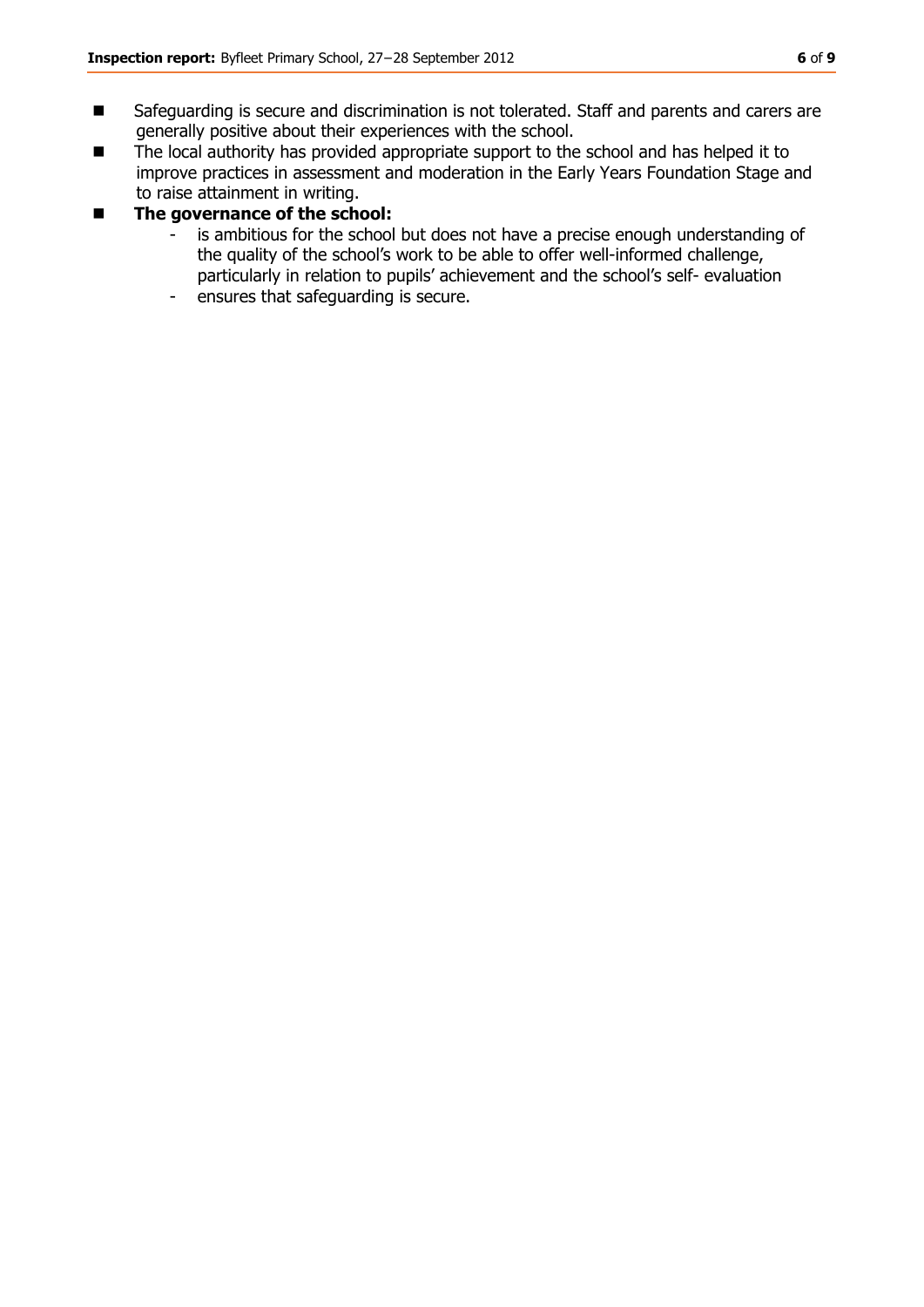- Safeguarding is secure and discrimination is not tolerated. Staff and parents and carers are generally positive about their experiences with the school.
- The local authority has provided appropriate support to the school and has helped it to improve practices in assessment and moderation in the Early Years Foundation Stage and to raise attainment in writing.
- **The governance of the school:**
  - is ambitious for the school but does not have a precise enough understanding of the quality of the school's work to be able to offer well-informed challenge, particularly in relation to pupils' achievement and the school's self- evaluation
  - ensures that safeguarding is secure.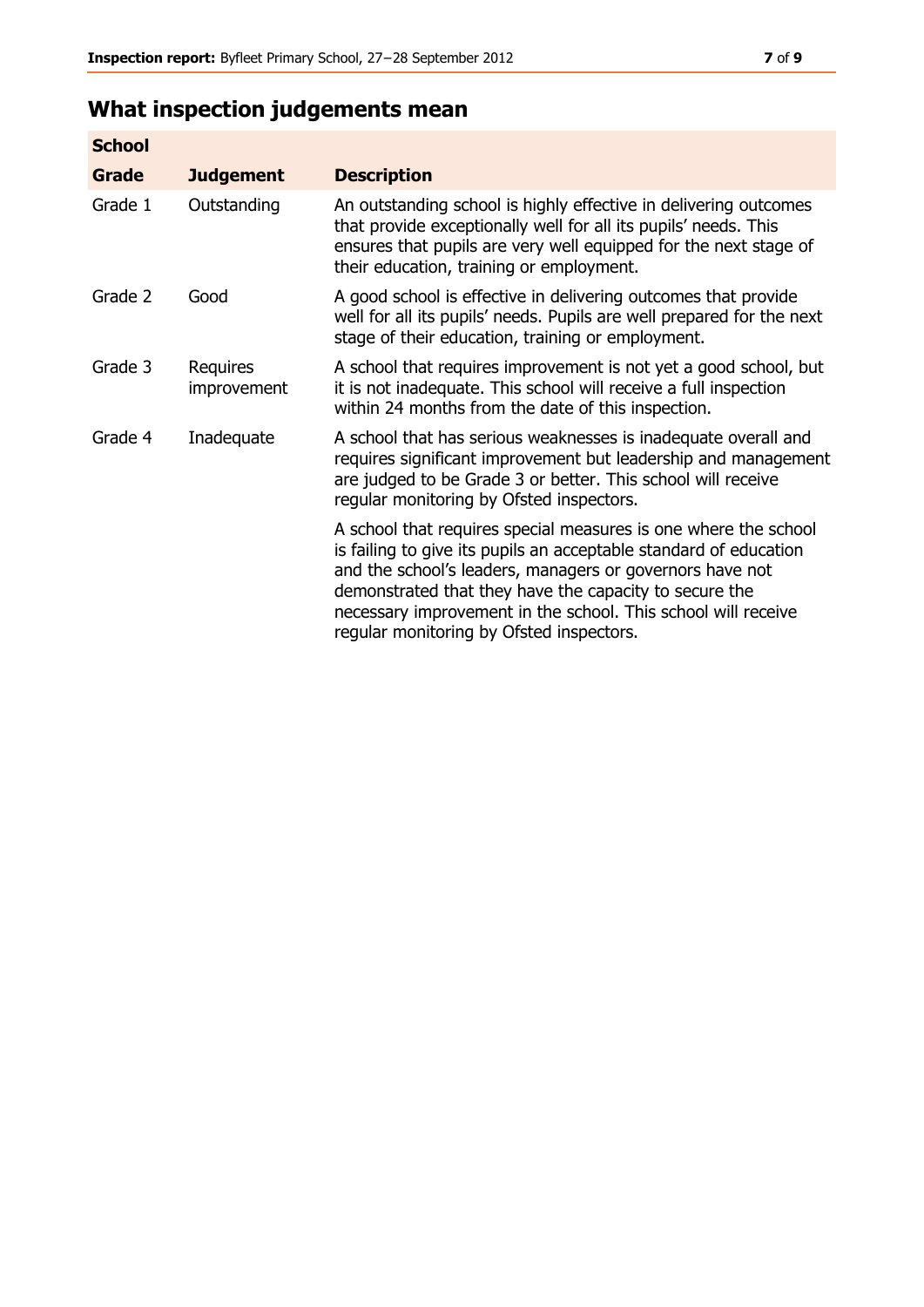## What inspection judgements mean

| School Grade | Judgement | Description |
|---|---|---|
| Grade 1 | Outstanding | An outstanding school is highly effective in delivering outcomes that provide exceptionally well for all its pupils' needs. This ensures that pupils are very well equipped for the next stage of their education, training or employment. |
| Grade 2 | Good | A good school is effective in delivering outcomes that provide well for all its pupils' needs. Pupils are well prepared for the next stage of their education, training or employment. |
| Grade 3 | Requires improvement | A school that requires improvement is not yet a good school, but it is not inadequate. This school will receive a full inspection within 24 months from the date of this inspection. |
| Grade 4 | Inadequate | A school that has serious weaknesses is inadequate overall and requires significant improvement but leadership and management are judged to be Grade 3 or better. This school will receive regular monitoring by Ofsted inspectors. |
| | | A school that requires special measures is one where the school is failing to give its pupils an acceptable standard of education and the school's leaders, managers or governors have not demonstrated that they have the capacity to secure the necessary improvement in the school. This school will receive regular monitoring by Ofsted inspectors. |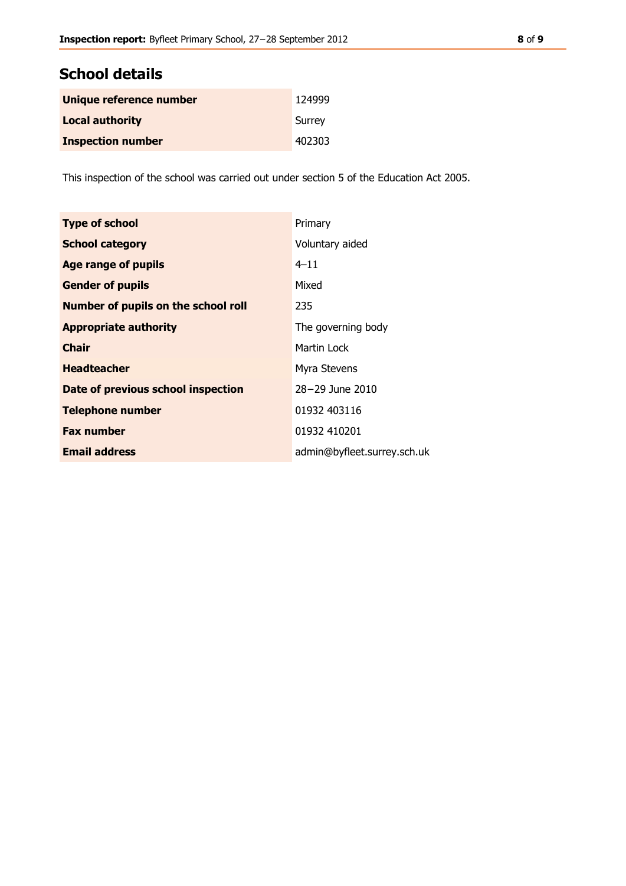## School details

| | |
|---|---|
| **Unique reference number** | 124999 |
| **Local authority** | Surrey |
| **Inspection number** | 402303 |

This inspection of the school was carried out under section 5 of the Education Act 2005.

| | |
|---|---|
| **Type of school** | Primary |
| **School category** | Voluntary aided |
| **Age range of pupils** | 4–11 |
| **Gender of pupils** | Mixed |
| **Number of pupils on the school roll** | 235 |
| **Appropriate authority** | The governing body |
| **Chair** | Martin Lock |
| **Headteacher** | Myra Stevens |
| **Date of previous school inspection** | 28−29 June 2010 |
| **Telephone number** | 01932 403116 |
| **Fax number** | 01932 410201 |
| **Email address** | admin@byfleet.surrey.sch.uk |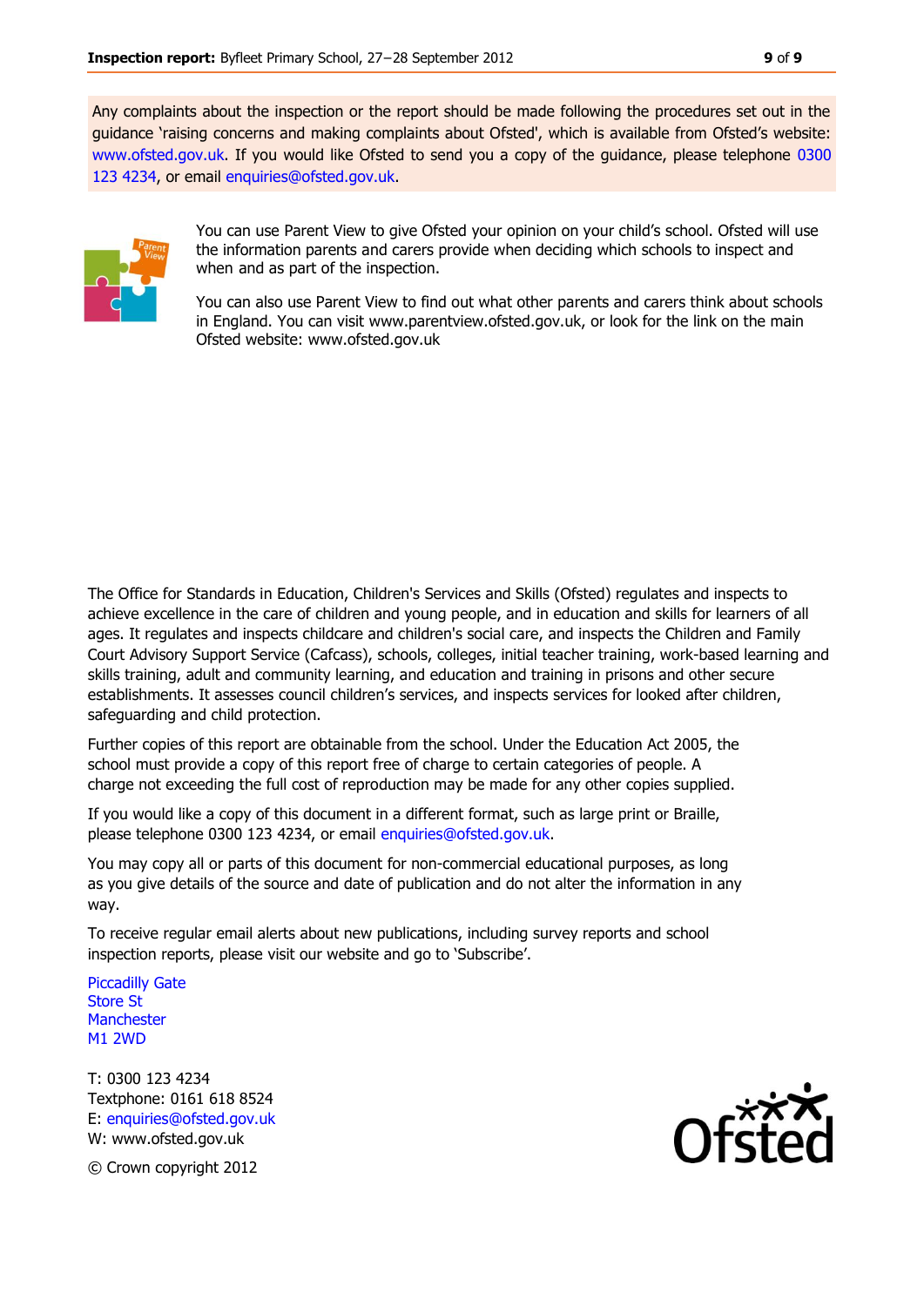Any complaints about the inspection or the report should be made following the procedures set out in the guidance 'raising concerns and making complaints about Ofsted', which is available from Ofsted's website: www.ofsted.gov.uk. If you would like Ofsted to send you a copy of the guidance, please telephone 0300 123 4234, or email enquiries@ofsted.gov.uk.

You can use Parent View to give Ofsted your opinion on your child's school. Ofsted will use the information parents and carers provide when deciding which schools to inspect and when and as part of the inspection.

You can also use Parent View to find out what other parents and carers think about schools in England. You can visit www.parentview.ofsted.gov.uk, or look for the link on the main Ofsted website: www.ofsted.gov.uk

The Office for Standards in Education, Children's Services and Skills (Ofsted) regulates and inspects to achieve excellence in the care of children and young people, and in education and skills for learners of all ages. It regulates and inspects childcare and children's social care, and inspects the Children and Family Court Advisory Support Service (Cafcass), schools, colleges, initial teacher training, work-based learning and skills training, adult and community learning, and education and training in prisons and other secure establishments. It assesses council children's services, and inspects services for looked after children, safeguarding and child protection.

Further copies of this report are obtainable from the school. Under the Education Act 2005, the school must provide a copy of this report free of charge to certain categories of people. A charge not exceeding the full cost of reproduction may be made for any other copies supplied.

If you would like a copy of this document in a different format, such as large print or Braille, please telephone 0300 123 4234, or email enquiries@ofsted.gov.uk.

You may copy all or parts of this document for non-commercial educational purposes, as long as you give details of the source and date of publication and do not alter the information in any way.

To receive regular email alerts about new publications, including survey reports and school inspection reports, please visit our website and go to 'Subscribe'.

Piccadilly Gate
Store St
Manchester
M1 2WD

T: 0300 123 4234
Textphone: 0161 618 8524
E: enquiries@ofsted.gov.uk
W: www.ofsted.gov.uk

© Crown copyright 2012